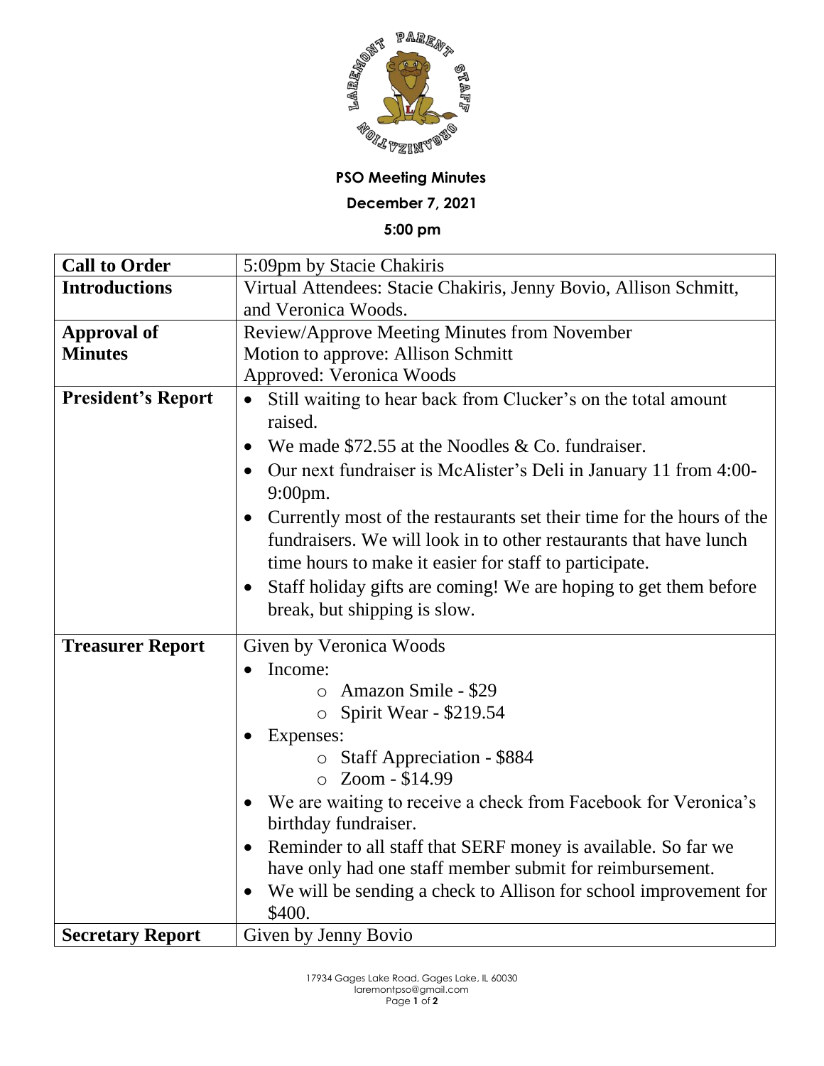**PSO Meeting Minutes**

**December 7, 2021**

**5:00 pm**

| **Call to Order** | 5:09pm by Stacie Chakiris |
|---|---|
| **Introductions** | Virtual Attendees: Stacie Chakiris, Jenny Bovio, Allison Schmitt, and Veronica Woods. |
| **Approval of Minutes** | Review/Approve Meeting Minutes from November<br>Motion to approve: Allison Schmitt<br>Approved: Veronica Woods |
| **President's Report** | • Still waiting to hear back from Clucker's on the total amount raised.<br>• We made $72.55 at the Noodles & Co. fundraiser.<br>• Our next fundraiser is McAlister's Deli in January 11 from 4:00-9:00pm.<br>• Currently most of the restaurants set their time for the hours of the fundraisers. We will look in to other restaurants that have lunch time hours to make it easier for staff to participate.<br>• Staff holiday gifts are coming! We are hoping to get them before break, but shipping is slow. |
| **Treasurer Report** | Given by Veronica Woods<br>• Income:<br>  ○ Amazon Smile - $29<br>  ○ Spirit Wear - $219.54<br>• Expenses:<br>  ○ Staff Appreciation - $884<br>  ○ Zoom - $14.99<br>• We are waiting to receive a check from Facebook for Veronica's birthday fundraiser.<br>• Reminder to all staff that SERF money is available. So far we have only had one staff member submit for reimbursement.<br>• We will be sending a check to Allison for school improvement for $400. |
| **Secretary Report** | Given by Jenny Bovio |

17934 Gages Lake Road, Gages Lake, IL 60030
laremontpso@gmail.com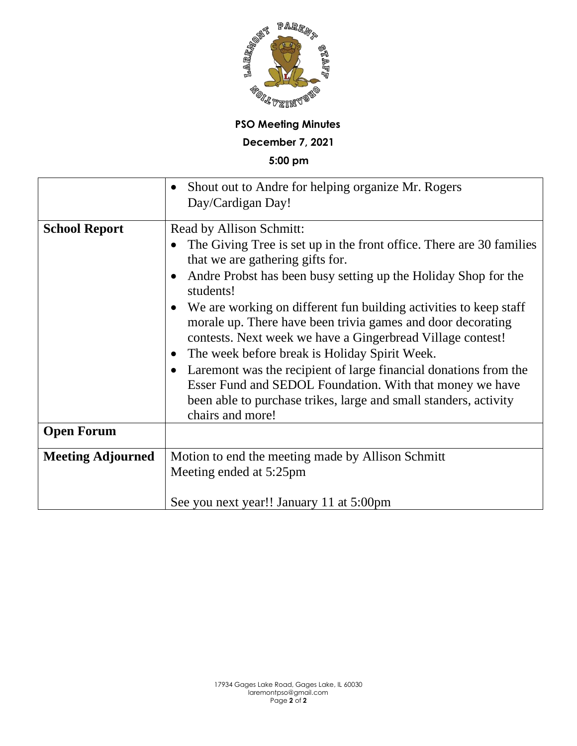**PSO Meeting Minutes**

**December 7, 2021**

**5:00 pm**

| | |
|---|---|
| | • Shout out to Andre for helping organize Mr. Rogers Day/Cardigan Day! |
| **School Report** | Read by Allison Schmitt:<br>• The Giving Tree is set up in the front office. There are 30 families that we are gathering gifts for.<br>• Andre Probst has been busy setting up the Holiday Shop for the students!<br>• We are working on different fun building activities to keep staff morale up. There have been trivia games and door decorating contests. Next week we have a Gingerbread Village contest!<br>• The week before break is Holiday Spirit Week.<br>• Laremont was the recipient of large financial donations from the Esser Fund and SEDOL Foundation. With that money we have been able to purchase trikes, large and small standers, activity chairs and more! |
| **Open Forum** | |
| **Meeting Adjourned** | Motion to end the meeting made by Allison Schmitt<br>Meeting ended at 5:25pm<br><br>See you next year!! January 11 at 5:00pm |

17934 Gages Lake Road, Gages Lake, IL 60030
laremontpso@gmail.com